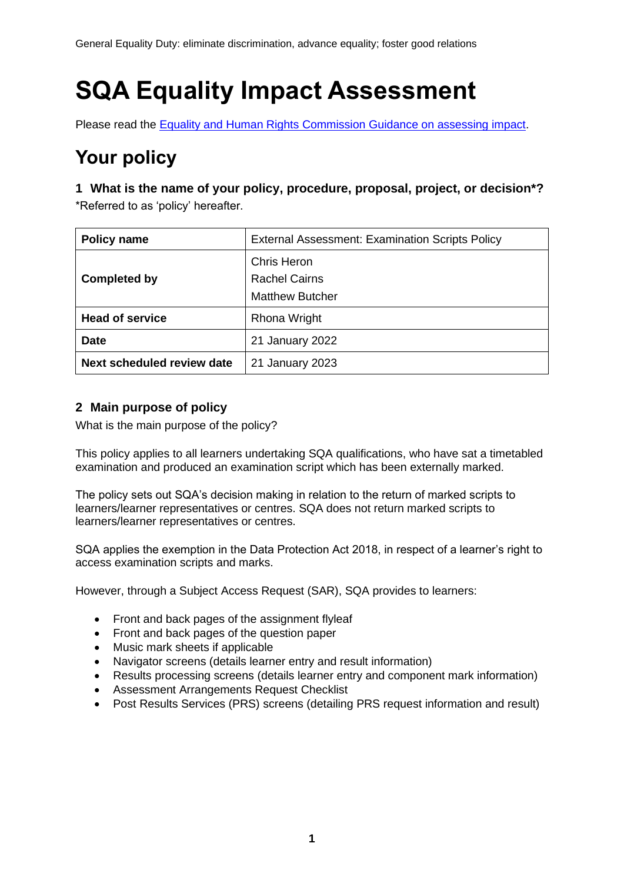General Equality Duty: eliminate discrimination, advance equality; foster good relations

# SQA Equality Impact Assessment

Please read the [Equality and Human Rights Commission Guidance on assessing impact](#).

## Your policy

### 1 What is the name of your policy, procedure, proposal, project, or decision*?

*Referred to as 'policy' hereafter.

| Policy name | External Assessment: Examination Scripts Policy |
|---|---|
| **Completed by** | Chris Heron<br>Rachel Cairns<br>Matthew Butcher |
| **Head of service** | Rhona Wright |
| **Date** | 21 January 2022 |
| **Next scheduled review date** | 21 January 2023 |

### 2 Main purpose of policy

What is the main purpose of the policy?

This policy applies to all learners undertaking SQA qualifications, who have sat a timetabled examination and produced an examination script which has been externally marked.

The policy sets out SQA's decision making in relation to the return of marked scripts to learners/learner representatives or centres. SQA does not return marked scripts to learners/learner representatives or centres.

SQA applies the exemption in the Data Protection Act 2018, in respect of a learner's right to access examination scripts and marks.

However, through a Subject Access Request (SAR), SQA provides to learners:

- Front and back pages of the assignment flyleaf
- Front and back pages of the question paper
- Music mark sheets if applicable
- Navigator screens (details learner entry and result information)
- Results processing screens (details learner entry and component mark information)
- Assessment Arrangements Request Checklist
- Post Results Services (PRS) screens (detailing PRS request information and result)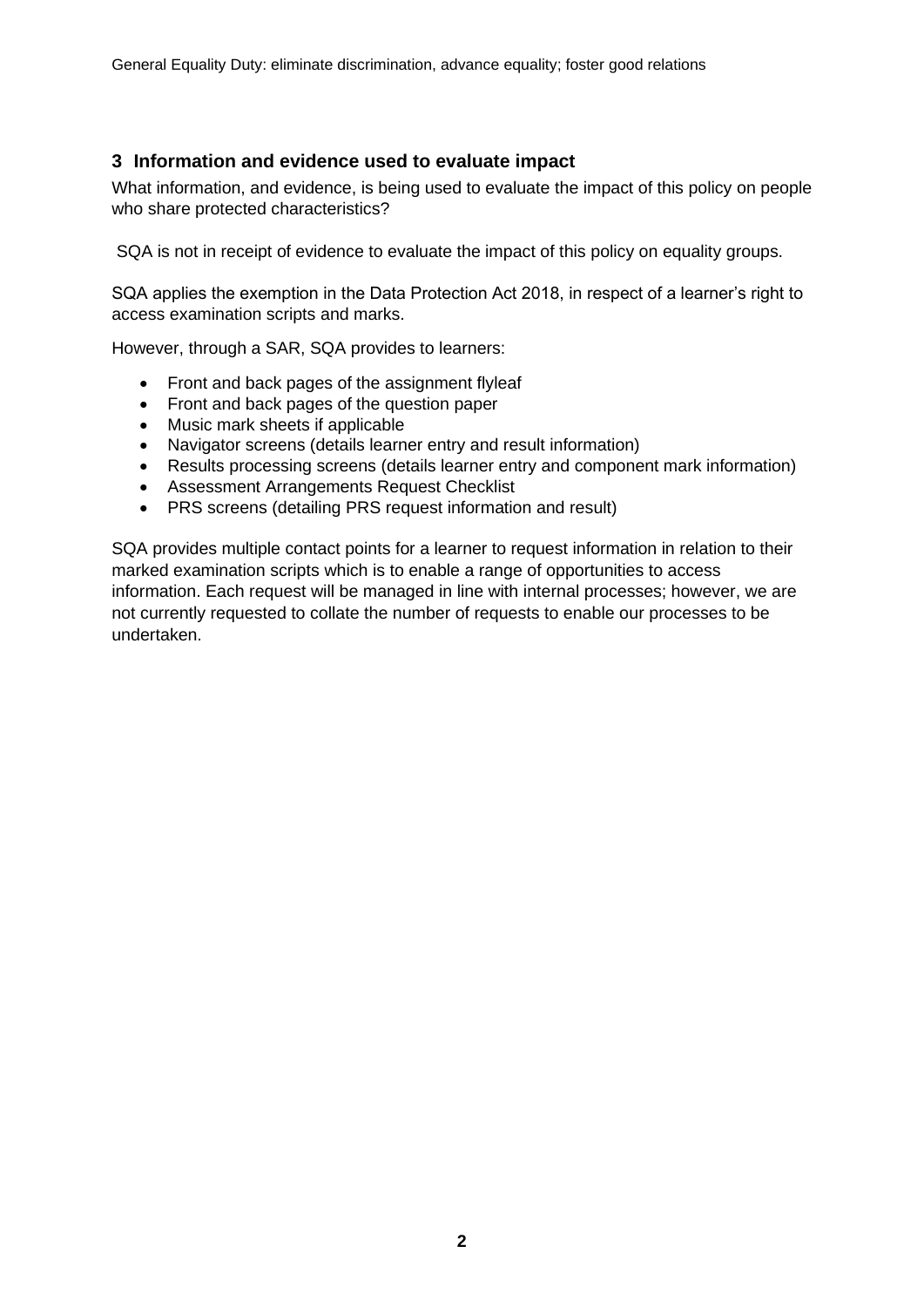## 3 Information and evidence used to evaluate impact

What information, and evidence, is being used to evaluate the impact of this policy on people who share protected characteristics?

SQA is not in receipt of evidence to evaluate the impact of this policy on equality groups.

SQA applies the exemption in the Data Protection Act 2018, in respect of a learner's right to access examination scripts and marks.

However, through a SAR, SQA provides to learners:

- Front and back pages of the assignment flyleaf
- Front and back pages of the question paper
- Music mark sheets if applicable
- Navigator screens (details learner entry and result information)
- Results processing screens (details learner entry and component mark information)
- Assessment Arrangements Request Checklist
- PRS screens (detailing PRS request information and result)

SQA provides multiple contact points for a learner to request information in relation to their marked examination scripts which is to enable a range of opportunities to access information. Each request will be managed in line with internal processes; however, we are not currently requested to collate the number of requests to enable our processes to be undertaken.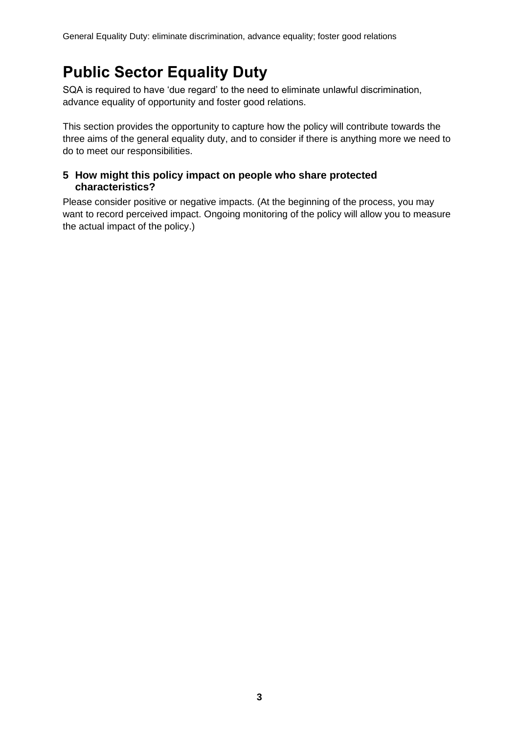# Public Sector Equality Duty

SQA is required to have 'due regard' to the need to eliminate unlawful discrimination, advance equality of opportunity and foster good relations.

This section provides the opportunity to capture how the policy will contribute towards the three aims of the general equality duty, and to consider if there is anything more we need to do to meet our responsibilities.

### 5 How might this policy impact on people who share protected characteristics?

Please consider positive or negative impacts. (At the beginning of the process, you may want to record perceived impact. Ongoing monitoring of the policy will allow you to measure the actual impact of the policy.)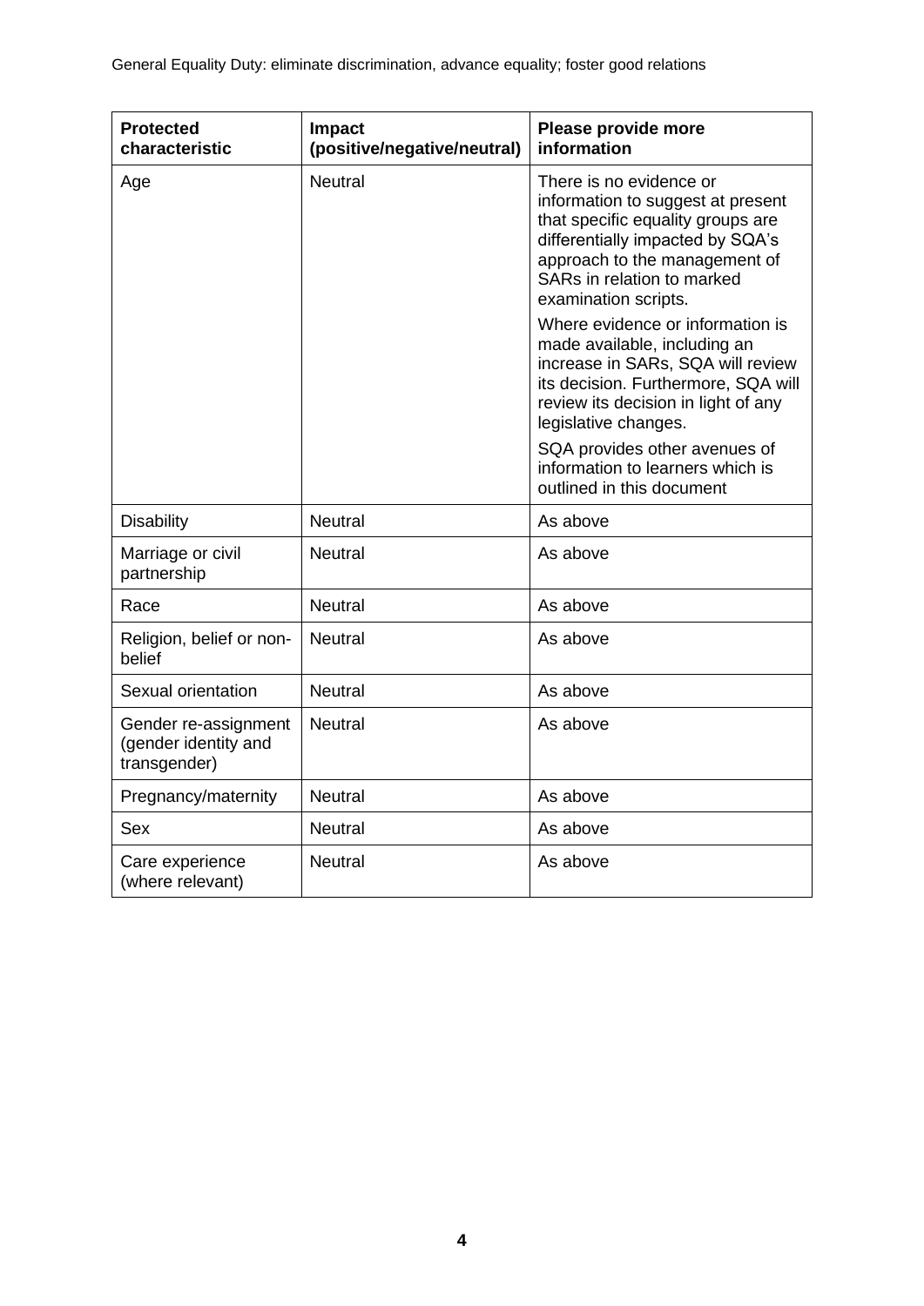General Equality Duty: eliminate discrimination, advance equality; foster good relations

| Protected characteristic | Impact (positive/negative/neutral) | Please provide more information |
|---|---|---|
| Age | Neutral | There is no evidence or information to suggest at present that specific equality groups are differentially impacted by SQA's approach to the management of SARs in relation to marked examination scripts.<br><br>Where evidence or information is made available, including an increase in SARs, SQA will review its decision. Furthermore, SQA will review its decision in light of any legislative changes.<br><br>SQA provides other avenues of information to learners which is outlined in this document |
| Disability | Neutral | As above |
| Marriage or civil partnership | Neutral | As above |
| Race | Neutral | As above |
| Religion, belief or non-belief | Neutral | As above |
| Sexual orientation | Neutral | As above |
| Gender re-assignment (gender identity and transgender) | Neutral | As above |
| Pregnancy/maternity | Neutral | As above |
| Sex | Neutral | As above |
| Care experience (where relevant) | Neutral | As above |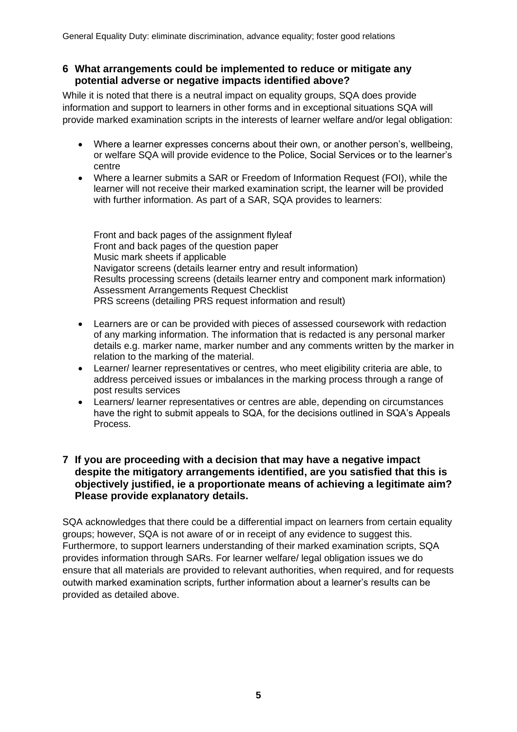## 6 What arrangements could be implemented to reduce or mitigate any potential adverse or negative impacts identified above?

While it is noted that there is a neutral impact on equality groups, SQA does provide information and support to learners in other forms and in exceptional situations SQA will provide marked examination scripts in the interests of learner welfare and/or legal obligation:

- Where a learner expresses concerns about their own, or another person's, wellbeing, or welfare SQA will provide evidence to the Police, Social Services or to the learner's centre
- Where a learner submits a SAR or Freedom of Information Request (FOI), while the learner will not receive their marked examination script, the learner will be provided with further information. As part of a SAR, SQA provides to learners:

  Front and back pages of the assignment flyleaf
  Front and back pages of the question paper
  Music mark sheets if applicable
  Navigator screens (details learner entry and result information)
  Results processing screens (details learner entry and component mark information)
  Assessment Arrangements Request Checklist
  PRS screens (detailing PRS request information and result)

- Learners are or can be provided with pieces of assessed coursework with redaction of any marking information. The information that is redacted is any personal marker details e.g. marker name, marker number and any comments written by the marker in relation to the marking of the material.
- Learner/ learner representatives or centres, who meet eligibility criteria are able, to address perceived issues or imbalances in the marking process through a range of post results services
- Learners/ learner representatives or centres are able, depending on circumstances have the right to submit appeals to SQA, for the decisions outlined in SQA's Appeals Process.

## 7 If you are proceeding with a decision that may have a negative impact despite the mitigatory arrangements identified, are you satisfied that this is objectively justified, ie a proportionate means of achieving a legitimate aim? Please provide explanatory details.

SQA acknowledges that there could be a differential impact on learners from certain equality groups; however, SQA is not aware of or in receipt of any evidence to suggest this. Furthermore, to support learners understanding of their marked examination scripts, SQA provides information through SARs. For learner welfare/ legal obligation issues we do ensure that all materials are provided to relevant authorities, when required, and for requests outwith marked examination scripts, further information about a learner's results can be provided as detailed above.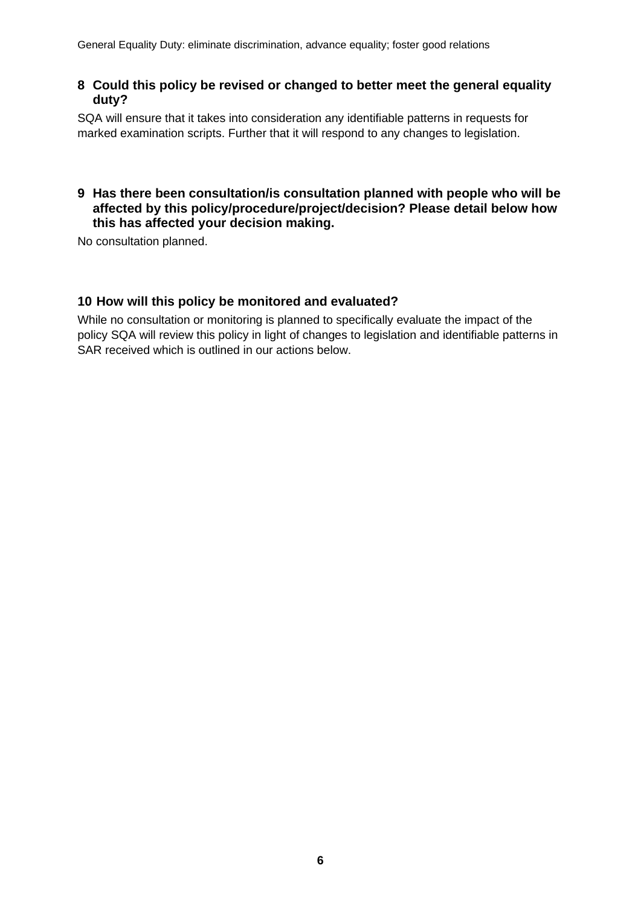General Equality Duty: eliminate discrimination, advance equality; foster good relations

### 8 Could this policy be revised or changed to better meet the general equality duty?

SQA will ensure that it takes into consideration any identifiable patterns in requests for marked examination scripts. Further that it will respond to any changes to legislation.

### 9 Has there been consultation/is consultation planned with people who will be affected by this policy/procedure/project/decision? Please detail below how this has affected your decision making.

No consultation planned.

### 10 How will this policy be monitored and evaluated?

While no consultation or monitoring is planned to specifically evaluate the impact of the policy SQA will review this policy in light of changes to legislation and identifiable patterns in SAR received which is outlined in our actions below.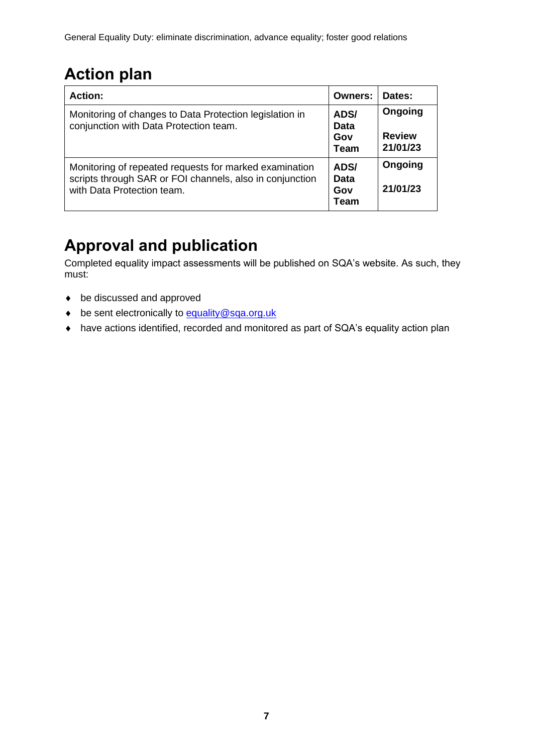General Equality Duty: eliminate discrimination, advance equality; foster good relations

## Action plan

| Action: | Owners: | Dates: |
| --- | --- | --- |
| Monitoring of changes to Data Protection legislation in conjunction with Data Protection team. | **ADS/ Data Gov Team** | **Ongoing**<br><br>**Review 21/01/23** |
| Monitoring of repeated requests for marked examination scripts through SAR or FOI channels, also in conjunction with Data Protection team. | **ADS/ Data Gov Team** | **Ongoing**<br><br>**21/01/23** |

## Approval and publication

Completed equality impact assessments will be published on SQA's website. As such, they must:

- be discussed and approved
- be sent electronically to equality@sqa.org.uk
- have actions identified, recorded and monitored as part of SQA's equality action plan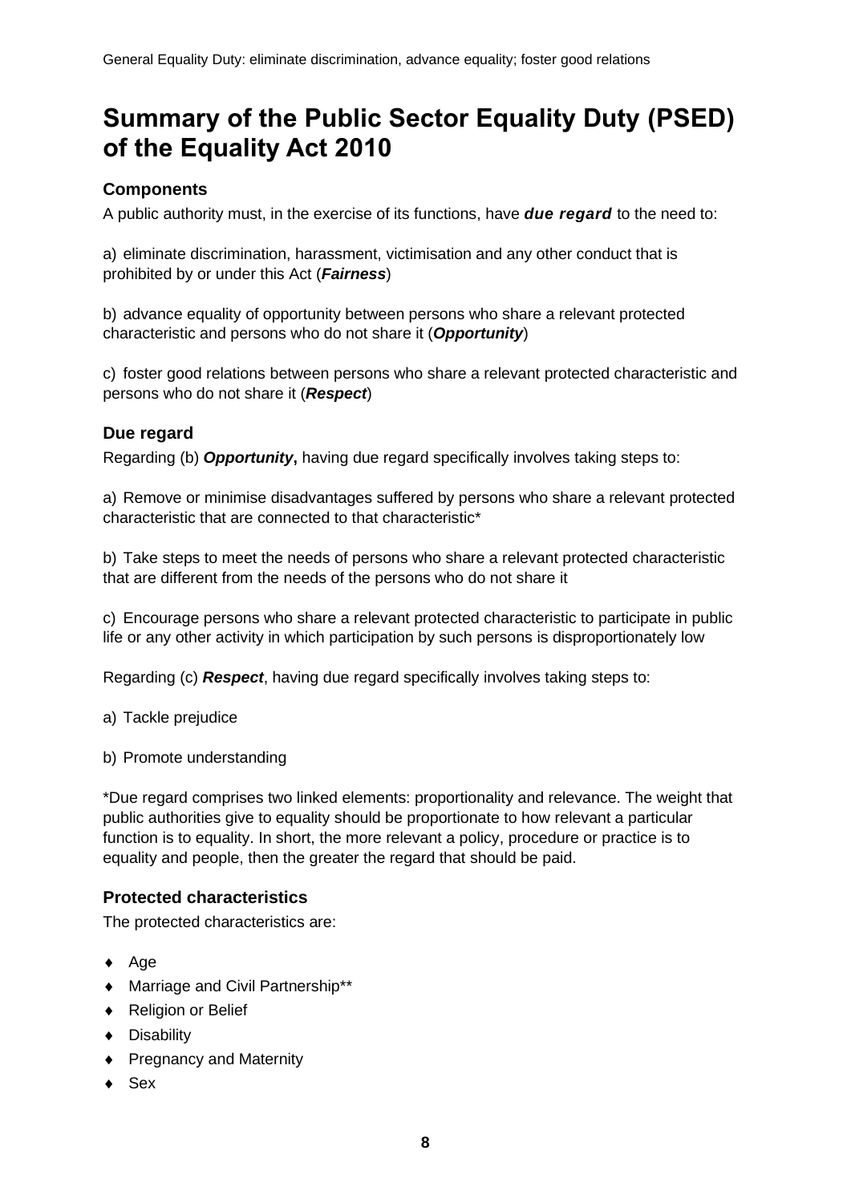# Summary of the Public Sector Equality Duty (PSED) of the Equality Act 2010

### Components

A public authority must, in the exercise of its functions, have ***due regard*** to the need to:

a) eliminate discrimination, harassment, victimisation and any other conduct that is prohibited by or under this Act (***Fairness***)

b) advance equality of opportunity between persons who share a relevant protected characteristic and persons who do not share it (***Opportunity***)

c) foster good relations between persons who share a relevant protected characteristic and persons who do not share it (***Respect***)

### Due regard

Regarding (b) ***Opportunity*****,** having due regard specifically involves taking steps to:

a) Remove or minimise disadvantages suffered by persons who share a relevant protected characteristic that are connected to that characteristic*

b) Take steps to meet the needs of persons who share a relevant protected characteristic that are different from the needs of the persons who do not share it

c) Encourage persons who share a relevant protected characteristic to participate in public life or any other activity in which participation by such persons is disproportionately low

Regarding (c) ***Respect***, having due regard specifically involves taking steps to:

a) Tackle prejudice

b) Promote understanding

*Due regard comprises two linked elements: proportionality and relevance. The weight that public authorities give to equality should be proportionate to how relevant a particular function is to equality. In short, the more relevant a policy, procedure or practice is to equality and people, then the greater the regard that should be paid.

### Protected characteristics

The protected characteristics are:

- Age
- Marriage and Civil Partnership**
- Religion or Belief
- Disability
- Pregnancy and Maternity
- Sex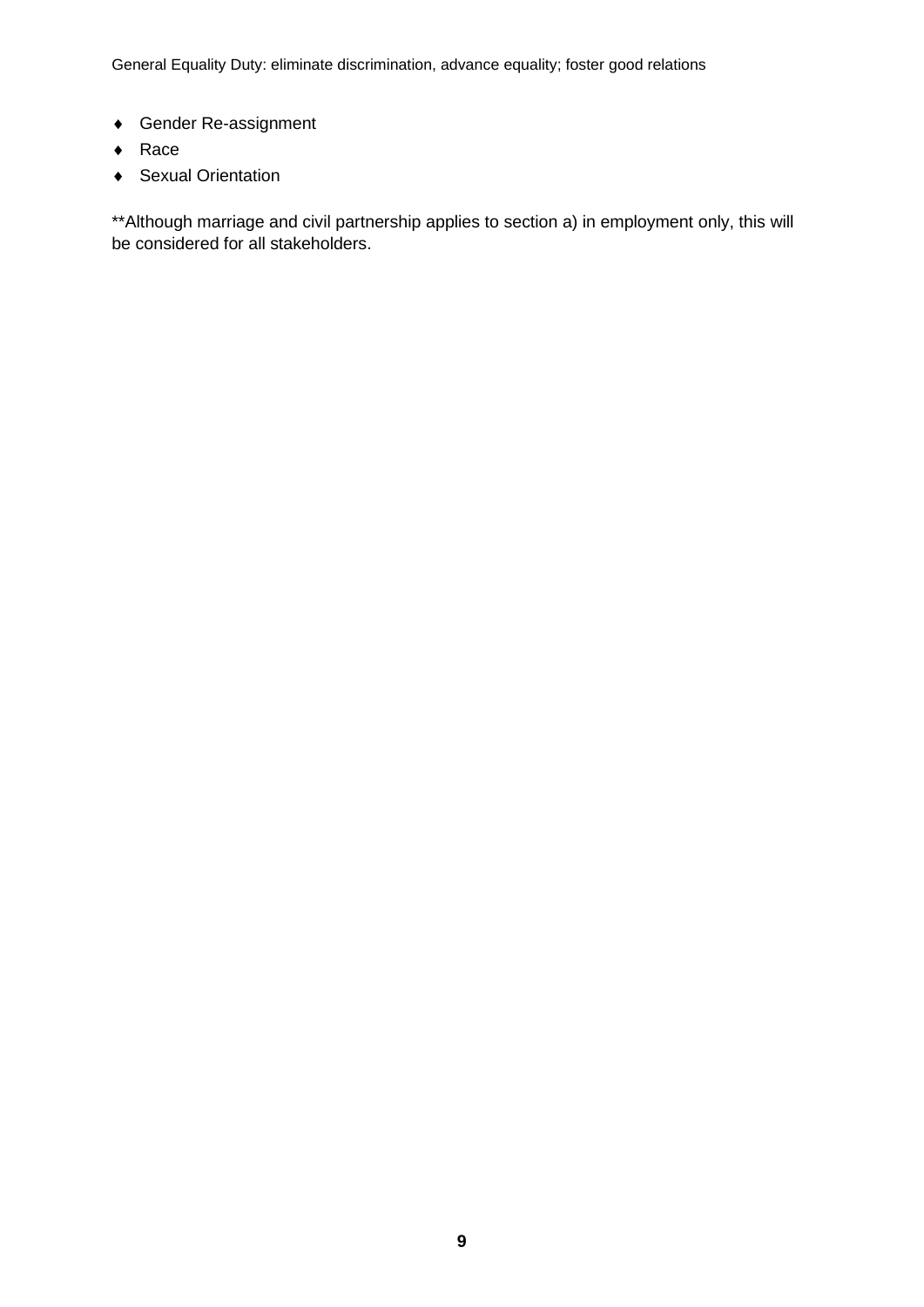- Gender Re-assignment
- Race
- Sexual Orientation

**Although marriage and civil partnership applies to section a) in employment only, this will be considered for all stakeholders.